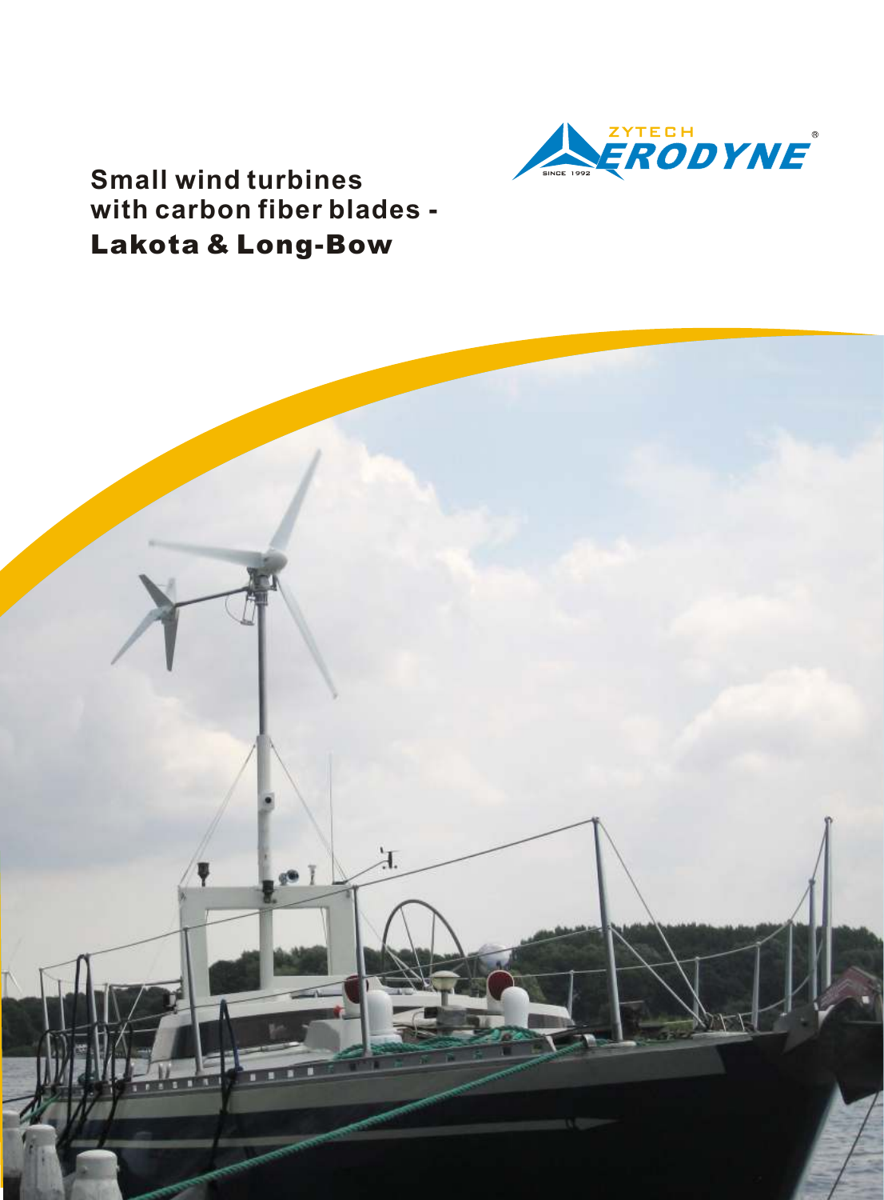ZYTECH AERODYNE®
SINCE 1992

# Small wind turbines with carbon fiber blades - Lakota & Long-Bow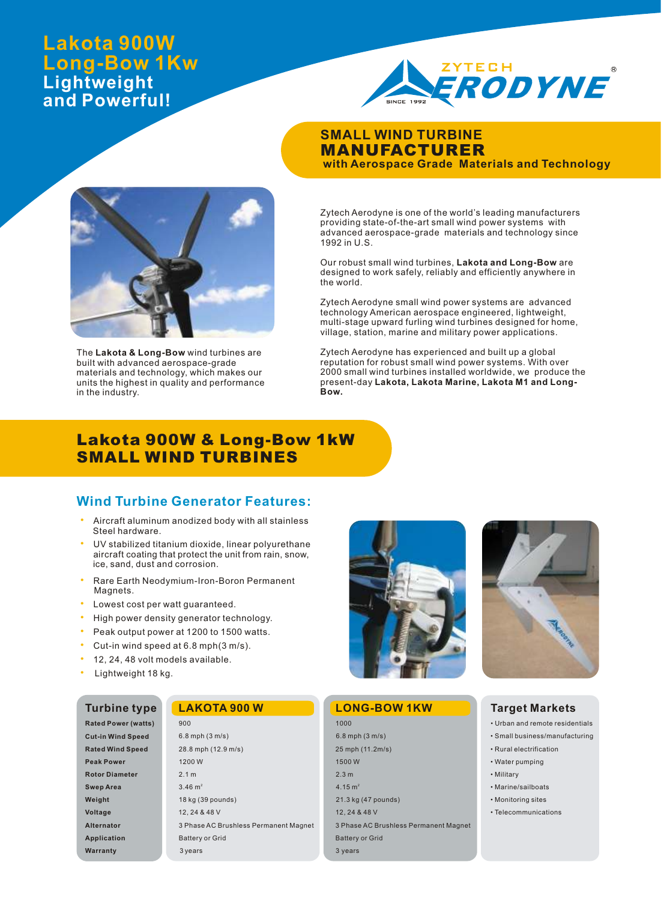# Lakota 900W
# Long-Bow 1Kw
## Lightweight and Powerful!

ZYTECH AERODYNE® SINCE 1992

## SMALL WIND TURBINE MANUFACTURER
### with Aerospace Grade Materials and Technology

The **Lakota & Long-Bow** wind turbines are built with advanced aerospace-grade materials and technology, which makes our units the highest in quality and performance in the industry.

Zytech Aerodyne is one of the world's leading manufacturers providing state-of-the-art small wind power systems with advanced aerospace-grade materials and technology since 1992 in U.S.

Our robust small wind turbines, **Lakota and Long-Bow** are designed to work safely, reliably and efficiently anywhere in the world.

Zytech Aerodyne small wind power systems are advanced technology American aerospace engineered, lightweight, multi-stage upward furling wind turbines designed for home, village, station, marine and military power applications.

Zytech Aerodyne has experienced and built up a global reputation for robust small wind power systems. With over 2000 small wind turbines installed worldwide, we produce the present-day **Lakota, Lakota Marine, Lakota M1 and Long-Bow.**

## Lakota 900W & Long-Bow 1kW SMALL WIND TURBINES

### Wind Turbine Generator Features:

- Aircraft aluminum anodized body with all stainless Steel hardware.
- UV stabilized titanium dioxide, linear polyurethane aircraft coating that protect the unit from rain, snow, ice, sand, dust and corrosion.
- Rare Earth Neodymium-Iron-Boron Permanent Magnets.
- Lowest cost per watt guaranteed.
- High power density generator technology.
- Peak output power at 1200 to 1500 watts.
- Cut-in wind speed at 6.8 mph(3 m/s).
- 12, 24, 48 volt models available.
- Lightweight 18 kg.

| Turbine type | LAKOTA 900 W | LONG-BOW 1KW |
|---|---|---|
| Rated Power (watts) | 900 | 1000 |
| Cut-in Wind Speed | 6.8 mph (3 m/s) | 6.8 mph (3 m/s) |
| Rated Wind Speed | 28.8 mph (12.9 m/s) | 25 mph (11.2m/s) |
| Peak Power | 1200 W | 1500 W |
| Rotor Diameter | 2.1 m | 2.3 m |
| Swep Area | 3.46 $m^2$ | 4.15 $m^2$ |
| Weight | 18 kg (39 pounds) | 21.3 kg (47 pounds) |
| Voltage | 12, 24 & 48 V | 12, 24 & 48 V |
| Alternator | 3 Phase AC Brushless Permanent Magnet | 3 Phase AC Brushless Permanent Magnet |
| Application | Battery or Grid | Battery or Grid |
| Warranty | 3 years | 3 years |

### Target Markets

- Urban and remote residentials
- Small business/manufacturing
- Rural electrification
- Water pumping
- Military
- Marine/sailboats
- Monitoring sites
- Telecommunications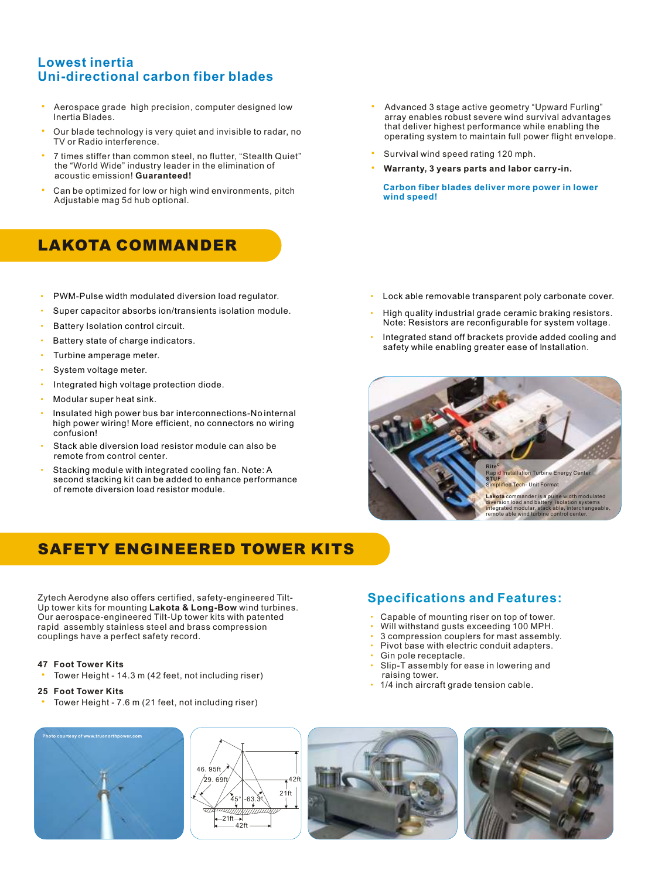## Lowest inertia
## Uni-directional carbon fiber blades

- Aerospace grade high precision, computer designed low Inertia Blades.
- Our blade technology is very quiet and invisible to radar, no TV or Radio interference.
- 7 times stiffer than common steel, no flutter, "Stealth Quiet" the "World Wide" industry leader in the elimination of acoustic emission! **Guaranteed!**
- Can be optimized for low or high wind environments, pitch Adjustable mag 5d hub optional.
- Advanced 3 stage active geometry "Upward Furling" array enables robust severe wind survival advantages that deliver highest performance while enabling the operating system to maintain full power flight envelope.
- Survival wind speed rating 120 mph.
- **Warranty, 3 years parts and labor carry-in.**

**Carbon fiber blades deliver more power in lower wind speed!**

# LAKOTA COMMANDER

- PWM-Pulse width modulated diversion load regulator.
- Super capacitor absorbs ion/transients isolation module.
- Battery Isolation control circuit.
- Battery state of charge indicators.
- Turbine amperage meter.
- System voltage meter.
- Integrated high voltage protection diode.
- Modular super heat sink.
- Insulated high power bus bar interconnections-No internal high power wiring! More efficient, no connectors no wiring confusion!
- Stack able diversion load resistor module can also be remote from control center.
- Stacking module with integrated cooling fan. Note: A second stacking kit can be added to enhance performance of remote diversion load resistor module.
- Lock able removable transparent poly carbonate cover.
- High quality industrial grade ceramic braking resistors. Note: Resistors are reconfigurable for system voltage.
- Integrated stand off brackets provide added cooling and safety while enabling greater ease of Installation.

**Rite**[c]
Rapid Installation Turbine Energy Center
**STUF**
Simplified Tech- Unit Format

**Lakota** commander is a pulse width modulated diversion load and battery isolation systems integrated modular, stack able, interchangeable, remote able wind turbine control center.

# SAFETY ENGINEERED TOWER KITS

Zytech Aerodyne also offers certified, safety-engineered Tilt-Up tower kits for mounting **Lakota & Long-Bow** wind turbines. Our aerospace-engineered Tilt-Up tower kits with patented rapid assembly stainless steel and brass compression couplings have a perfect safety record.

**47 Foot Tower Kits**
- Tower Height - 14.3 m (42 feet, not including riser)

**25 Foot Tower Kits**
- Tower Height - 7.6 m (21 feet, not including riser)

## Specifications and Features:

- Capable of mounting riser on top of tower.
- Will withstand gusts exceeding 100 MPH.
- 3 compression couplers for mast assembly.
- Pivot base with electric conduit adapters.
- Gin pole receptacle.
- Slip-T assembly for ease in lowering and raising tower.
- 1/4 inch aircraft grade tension cable.

Photo courtesy of www.truenorthpower.com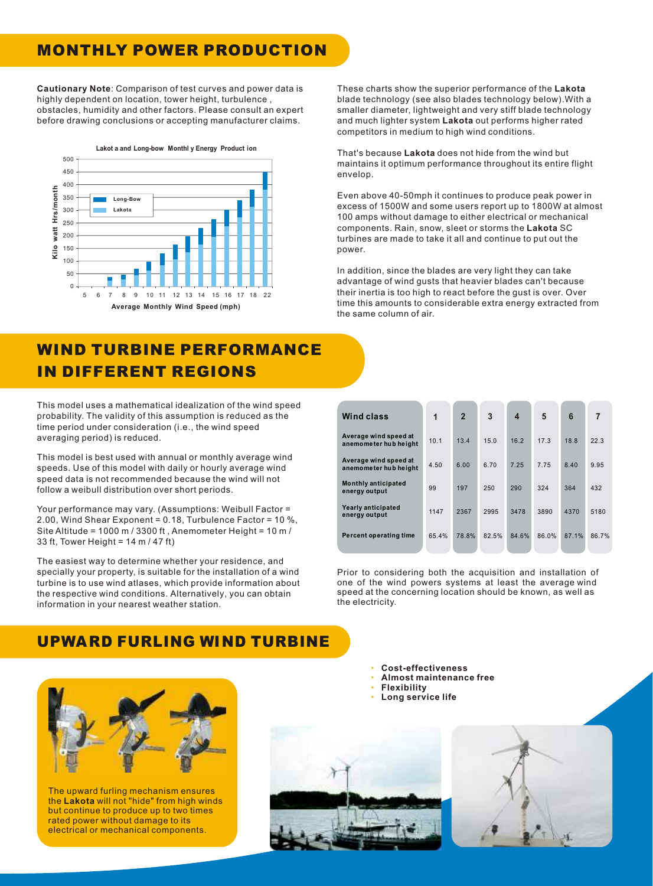## MONTHLY POWER PRODUCTION

**Cautionary Note**: Comparison of test curves and power data is highly dependent on location, tower height, turbulence , obstacles, humidity and other factors. Please consult an expert before drawing conclusions or accepting manufacturer claims.

Lakot a and Long-bow Monthl y Energy Product ion

These charts show the superior performance of the **Lakota** blade technology (see also blades technology below).With a smaller diameter, lightweight and very stiff blade technology and much lighter system **Lakota** out performs higher rated competitors in medium to high wind conditions.

That's because **Lakota** does not hide from the wind but maintains it optimum performance throughout its entire flight envelop.

Even above 40-50mph it continues to produce peak power in excess of 1500W and some users report up to 1800W at almost 100 amps without damage to either electrical or mechanical components. Rain, snow, sleet or storms the **Lakota** SC turbines are made to take it all and continue to put out the power.

In addition, since the blades are very light they can take advantage of wind gusts that heavier blades can't because their inertia is too high to react before the gust is over. Over time this amounts to considerable extra energy extracted from the same column of air.

## WIND TURBINE PERFORMANCE IN DIFFERENT REGIONS

This model uses a mathematical idealization of the wind speed probability. The validity of this assumption is reduced as the time period under consideration (i.e., the wind speed averaging period) is reduced.

This model is best used with annual or monthly average wind speeds. Use of this model with daily or hourly average wind speed data is not recommended because the wind will not follow a weibull distribution over short periods.

Your performance may vary. (Assumptions: Weibull Factor = 2.00, Wind Shear Exponent = 0.18, Turbulence Factor = 10 %, Site Altitude = 1000 m / 3300 ft , Anemometer Height = 10 m / 33 ft, Tower Height = 14 m / 47 ft)

The easiest way to determine whether your residence, and specially your property, is suitable for the installation of a wind turbine is to use wind atlases, which provide information about the respective wind conditions. Alternatively, you can obtain information in your nearest weather station.

| Wind class | 1 | 2 | 3 | 4 | 5 | 6 | 7 |
|---|---|---|---|---|---|---|---|
| Average wind speed at anemometer hub height | 10.1 | 13.4 | 15.0 | 16.2 | 17.3 | 18.8 | 22.3 |
| Average wind speed at anemometer hub height | 4.50 | 6.00 | 6.70 | 7.25 | 7.75 | 8.40 | 9.95 |
| Monthly anticipated energy output | 99 | 197 | 250 | 290 | 324 | 364 | 432 |
| Yearly anticipated energy output | 1147 | 2367 | 2995 | 3478 | 3890 | 4370 | 5180 |
| Percent operating time | 65.4% | 78.8% | 82.5% | 84.6% | 86.0% | 87.1% | 86.7% |

Prior to considering both the acquisition and installation of one of the wind powers systems at least the average wind speed at the concerning location should be known, as well as the electricity.

## UPWARD FURLING WIND TURBINE

The upward furling mechanism ensures the **Lakota** will not "hide" from high winds but continue to produce up to two times rated power without damage to its electrical or mechanical components.

- **Cost-effectiveness**
- **Almost maintenance free**
- **Flexibility**
- **Long service life**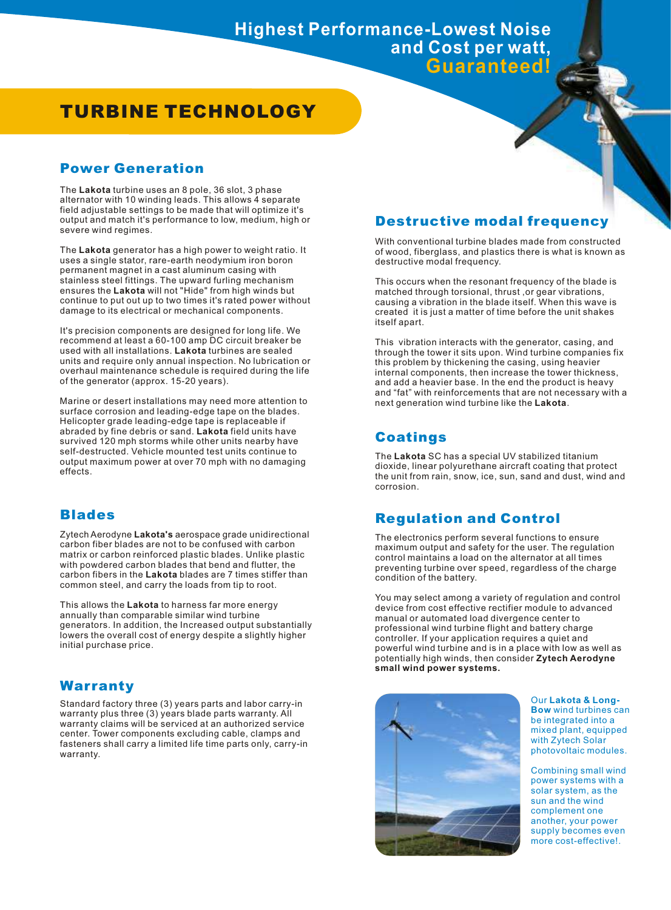# Highest Performance-Lowest Noise and Cost per watt, Guaranteed!

# TURBINE TECHNOLOGY

## Power Generation

The **Lakota** turbine uses an 8 pole, 36 slot, 3 phase alternator with 10 winding leads. This allows 4 separate field adjustable settings to be made that will optimize it's output and match it's performance to low, medium, high or severe wind regimes.

The **Lakota** generator has a high power to weight ratio. It uses a single stator, rare-earth neodymium iron boron permanent magnet in a cast aluminum casing with stainless steel fittings. The upward furling mechanism ensures the **Lakota** will not "Hide" from high winds but continue to put out up to two times it's rated power without damage to its electrical or mechanical components.

It's precision components are designed for long life. We recommend at least a 60-100 amp DC circuit breaker be used with all installations. **Lakota** turbines are sealed units and require only annual inspection. No lubrication or overhaul maintenance schedule is required during the life of the generator (approx. 15-20 years).

Marine or desert installations may need more attention to surface corrosion and leading-edge tape on the blades. Helicopter grade leading-edge tape is replaceable if abraded by fine debris or sand. **Lakota** field units have survived 120 mph storms while other units nearby have self-destructed. Vehicle mounted test units continue to output maximum power at over 70 mph with no damaging effects.

## Blades

Zytech Aerodyne **Lakota's** aerospace grade unidirectional carbon fiber blades are not to be confused with carbon matrix or carbon reinforced plastic blades. Unlike plastic with powdered carbon blades that bend and flutter, the carbon fibers in the **Lakota** blades are 7 times stiffer than common steel, and carry the loads from tip to root.

This allows the **Lakota** to harness far more energy annually than comparable similar wind turbine generators. In addition, the Increased output substantially lowers the overall cost of energy despite a slightly higher initial purchase price.

## Warranty

Standard factory three (3) years parts and labor carry-in warranty plus three (3) years blade parts warranty. All warranty claims will be serviced at an authorized service center. Tower components excluding cable, clamps and fasteners shall carry a limited life time parts only, carry-in warranty.

## Destructive modal frequency

With conventional turbine blades made from constructed of wood, fiberglass, and plastics there is what is known as destructive modal frequency.

This occurs when the resonant frequency of the blade is matched through torsional, thrust ,or gear vibrations, causing a vibration in the blade itself. When this wave is created it is just a matter of time before the unit shakes itself apart.

This vibration interacts with the generator, casing, and through the tower it sits upon. Wind turbine companies fix this problem by thickening the casing, using heavier internal components, then increase the tower thickness, and add a heavier base. In the end the product is heavy and "fat" with reinforcements that are not necessary with a next generation wind turbine like the **Lakota**.

## Coatings

The **Lakota** SC has a special UV stabilized titanium dioxide, linear polyurethane aircraft coating that protect the unit from rain, snow, ice, sun, sand and dust, wind and corrosion.

## Regulation and Control

The electronics perform several functions to ensure maximum output and safety for the user. The regulation control maintains a load on the alternator at all times preventing turbine over speed, regardless of the charge condition of the battery.

You may select among a variety of regulation and control device from cost effective rectifier module to advanced manual or automated load divergence center to professional wind turbine flight and battery charge controller. If your application requires a quiet and powerful wind turbine and is in a place with low as well as potentially high winds, then consider **Zytech Aerodyne small wind power systems.**

Our **Lakota & Long-Bow** wind turbines can be integrated into a mixed plant, equipped with Zytech Solar photovoltaic modules.

Combining small wind power systems with a solar system, as the sun and the wind complement one another, your power supply becomes even more cost-effective!.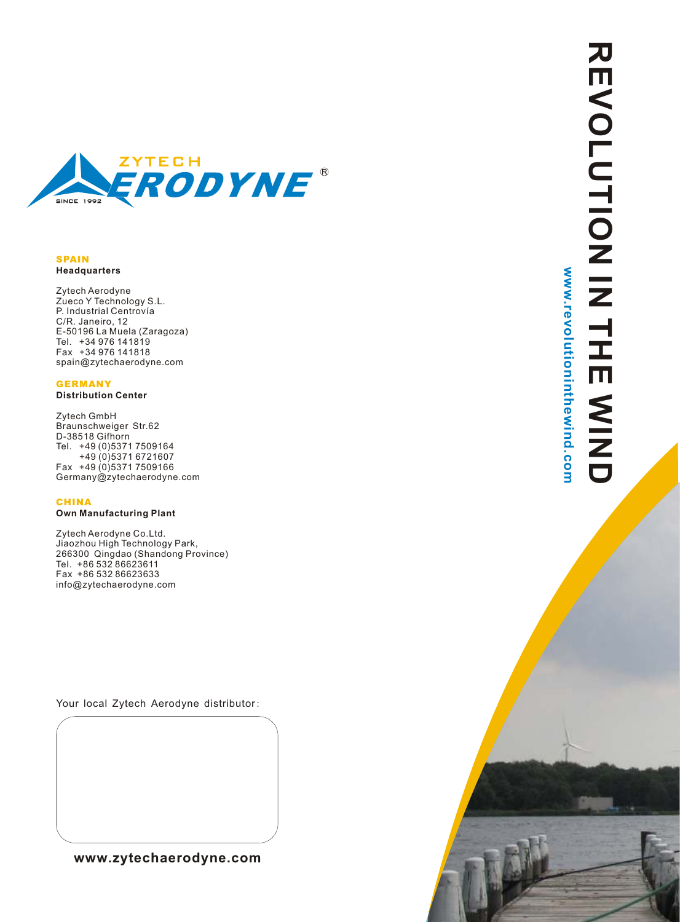ZYTECH AERODYNE®

SINCE 1992

**SPAIN**

**Headquarters**

Zytech Aerodyne
Zueco Y Technology S.L.
P. Industrial Centrovía
C/R. Janeiro, 12
E-50196 La Muela (Zaragoza)
Tel. +34 976 141819
Fax +34 976 141818
spain@zytechaerodyne.com

**GERMANY**

**Distribution Center**

Zytech GmbH
Braunschweiger Str.62
D-38518 Gifhorn
Tel. +49 (0)5371 7509164
+49 (0)5371 6721607
Fax +49 (0)5371 7509166
Germany@zytechaerodyne.com

**CHINA**

**Own Manufacturing Plant**

Zytech Aerodyne Co.Ltd.
Jiaozhou High Technology Park,
266300 Qingdao (Shandong Province)
Tel. +86 532 86623611
Fax +86 532 86623633
info@zytechaerodyne.com

Your local Zytech Aerodyne distributor:

**www.zytechaerodyne.com**

# REVOLUTION IN THE WIND

**www.revolutioninthewind.com**